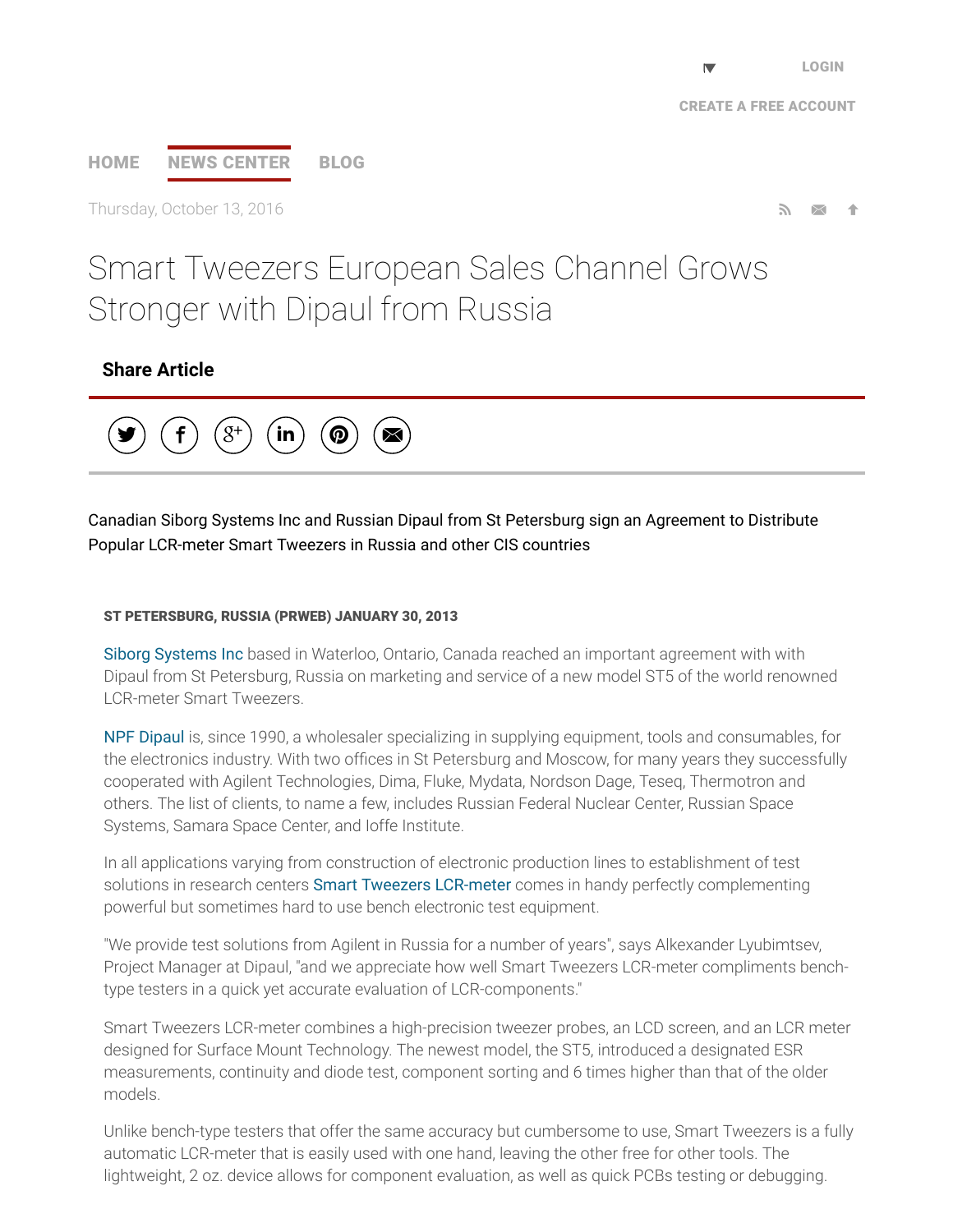# Smart Tweezers European Sales Channel Grows Stronger with Dipaul from Russia

Canadian Siborg Systems Inc and Russian Dipaul from St Petersburg sign an Agreement to Distribute Popular LCR-meter Smart Tweezers in Russia and other CIS countries

**ST PETERSBURG, RUSSIA (PRWEB) JANUARY 30, 2013**

Siborg Systems Inc based in Waterloo, Ontario, Canada reached an important agreement with with Dipaul from St Petersburg, Russia on marketing and service of a new model ST5 of the world renowned LCR-meter Smart Tweezers.

NPF Dipaul is, since 1990, a wholesaler specializing in supplying equipment, tools and consumables, for the electronics industry. With two offices in St Petersburg and Moscow, for many years they successfully cooperated with Agilent Technologies, Dima, Fluke, Mydata, Nordson Dage, Teseq, Thermotron and others. The list of clients, to name a few, includes Russian Federal Nuclear Center, Russian Space Systems, Samara Space Center, and Ioffe Institute.

In all applications varying from construction of electronic production lines to establishment of test solutions in research centers Smart Tweezers LCR-meter comes in handy perfectly complementing powerful but sometimes hard to use bench electronic test equipment.

"We provide test solutions from Agilent in Russia for a number of years", says Alkexander Lyubimtsev, Project Manager at Dipaul, "and we appreciate how well Smart Tweezers LCR-meter compliments bench-type testers in a quick yet accurate evaluation of LCR-components."

Smart Tweezers LCR-meter combines a high-precision tweezer probes, an LCD screen, and an LCR meter designed for Surface Mount Technology. The newest model, the ST5, introduced a designated ESR measurements, continuity and diode test, component sorting and 6 times higher than that of the older models.

Unlike bench-type testers that offer the same accuracy but cumbersome to use, Smart Tweezers is a fully automatic LCR-meter that is easily used with one hand, leaving the other free for other tools. The lightweight, 2 oz. device allows for component evaluation, as well as quick PCBs testing or debugging.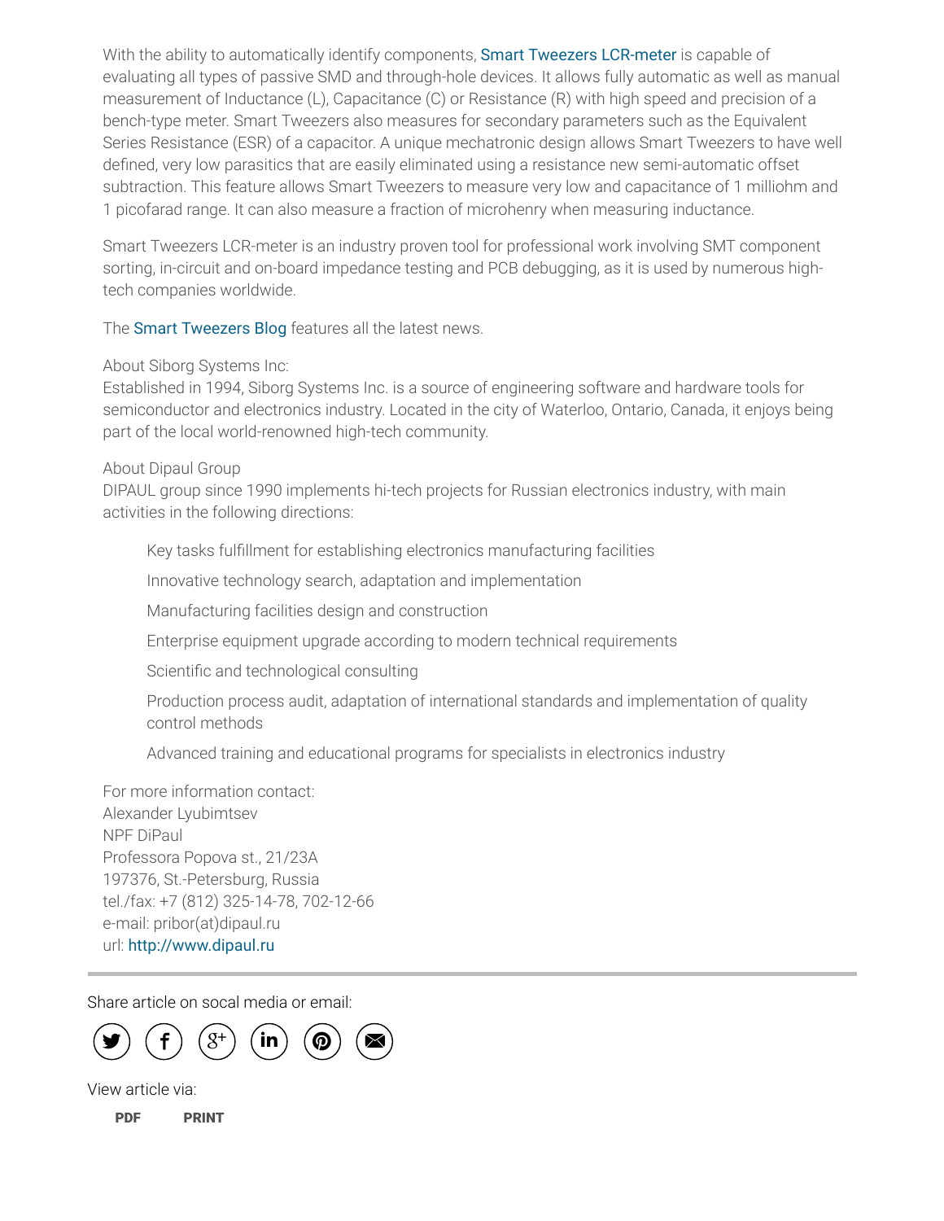With the ability to automatically identify components, Smart Tweezers LCR-meter is capable of evaluating all types of passive SMD and through-hole devices. It allows fully automatic as well as manual measurement of Inductance (L), Capacitance (C) or Resistance (R) with high speed and precision of a bench-type meter. Smart Tweezers also measures for secondary parameters such as the Equivalent Series Resistance (ESR) of a capacitor. A unique mechatronic design allows Smart Tweezers to have well defined, very low parasitics that are easily eliminated using a resistance new semi-automatic offset subtraction. This feature allows Smart Tweezers to measure very low and capacitance of 1 milliohm and 1 picofarad range. It can also measure a fraction of microhenry when measuring inductance.

Smart Tweezers LCR-meter is an industry proven tool for professional work involving SMT component sorting, in-circuit and on-board impedance testing and PCB debugging, as it is used by numerous high-tech companies worldwide.

The Smart Tweezers Blog features all the latest news.

About Siborg Systems Inc:
Established in 1994, Siborg Systems Inc. is a source of engineering software and hardware tools for semiconductor and electronics industry. Located in the city of Waterloo, Ontario, Canada, it enjoys being part of the local world-renowned high-tech community.

About Dipaul Group
DIPAUL group since 1990 implements hi-tech projects for Russian electronics industry, with main activities in the following directions:

- Key tasks fulfillment for establishing electronics manufacturing facilities
- Innovative technology search, adaptation and implementation
- Manufacturing facilities design and construction
- Enterprise equipment upgrade according to modern technical requirements
- Scientific and technological consulting
- Production process audit, adaptation of international standards and implementation of quality control methods
- Advanced training and educational programs for specialists in electronics industry

For more information contact:
Alexander Lyubimtsev
NPF DiPaul
Professora Popova st., 21/23A
197376, St.-Petersburg, Russia
tel./fax: +7 (812) 325-14-78, 702-12-66
e-mail: pribor(at)dipaul.ru
url: http://www.dipaul.ru

---

Share article on socal media or email:

View article via:

PDF PRINT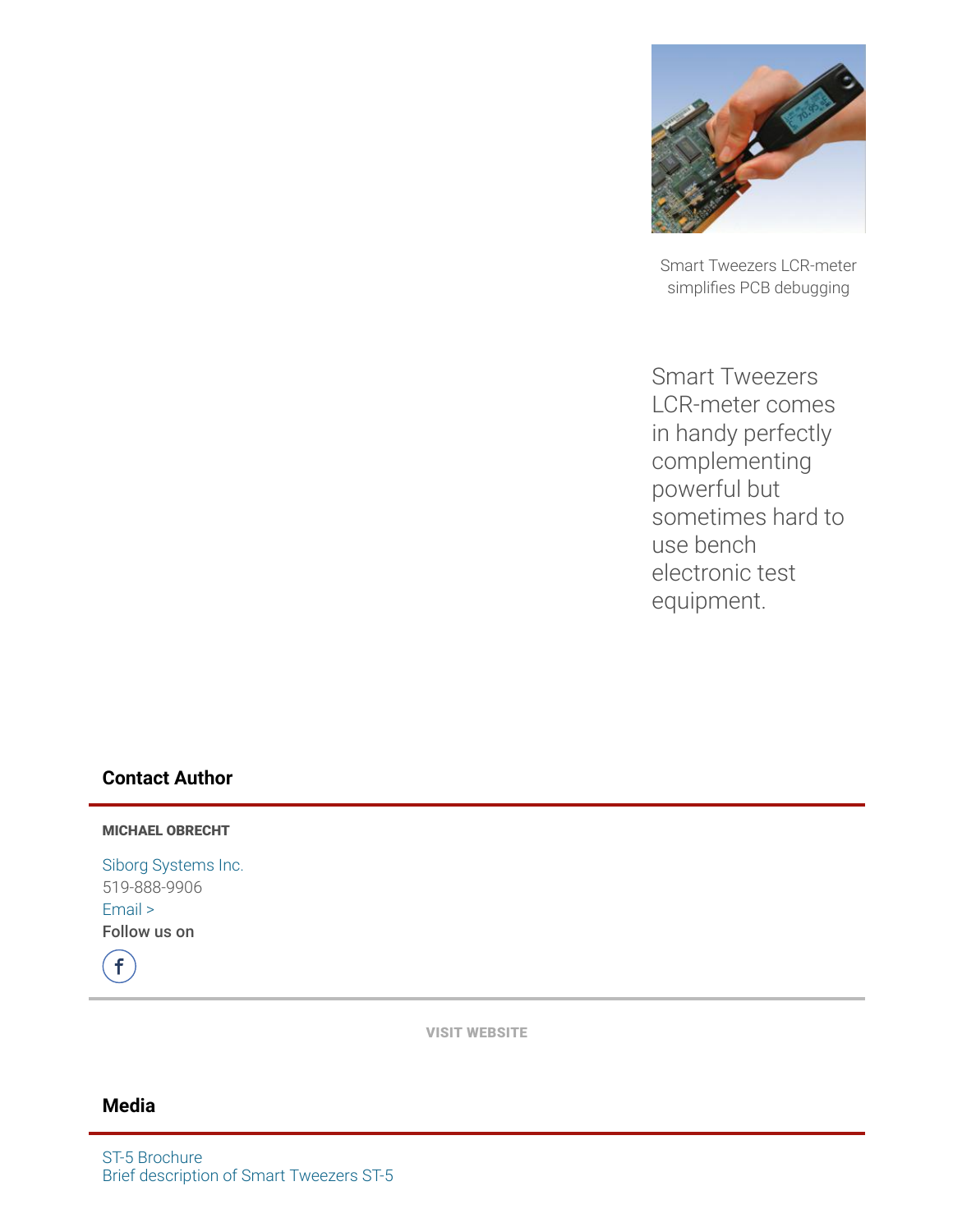Smart Tweezers LCR-meter simplifies PCB debugging

Smart Tweezers LCR-meter comes in handy perfectly complementing powerful but sometimes hard to use bench electronic test equipment.

## Contact Author

**MICHAEL OBRECHT**

Siborg Systems Inc.
519-888-9906
Email >
**Follow us on**

VISIT WEBSITE

## Media

ST-5 Brochure
Brief description of Smart Tweezers ST-5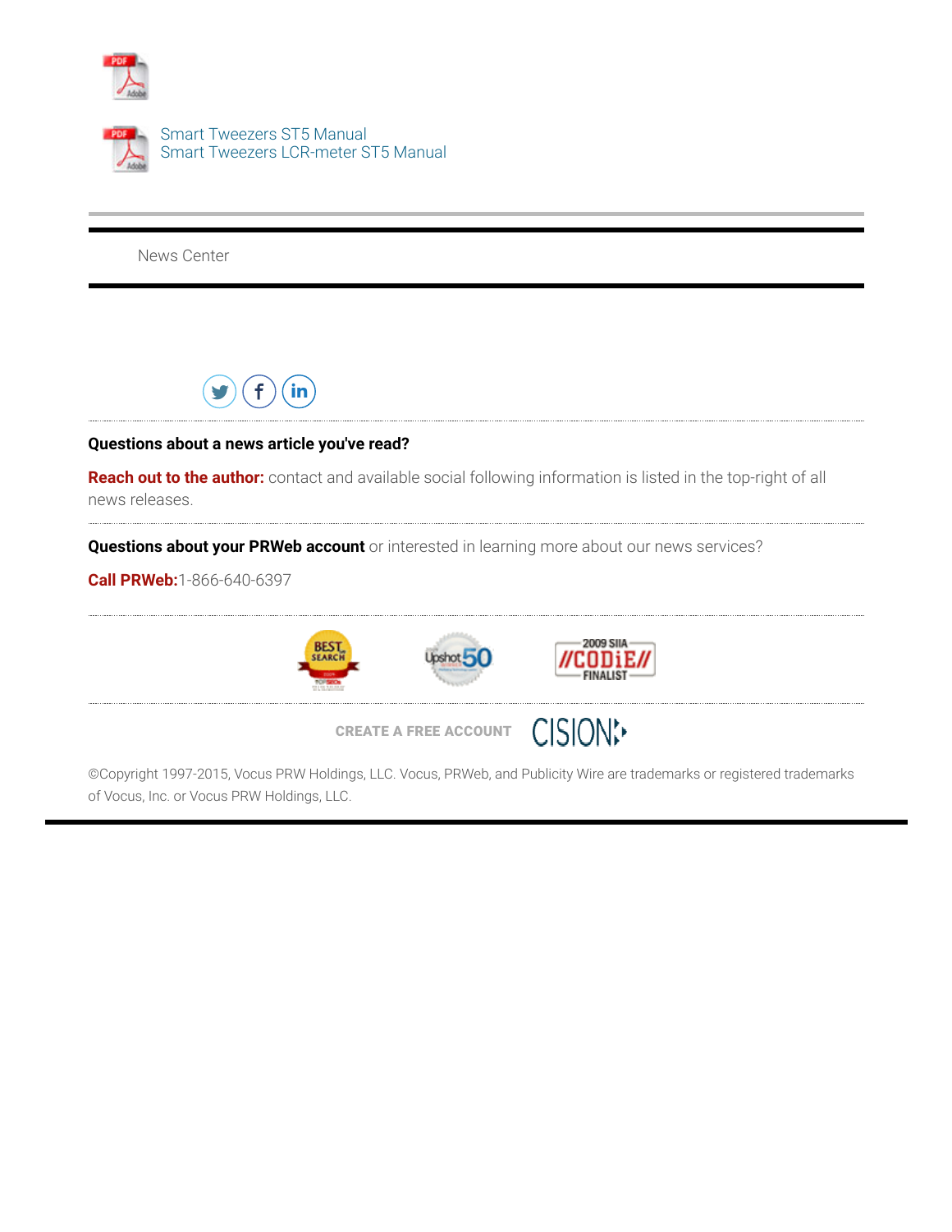Smart Tweezers ST5 Manual
Smart Tweezers LCR-meter ST5 Manual

News Center

**Questions about a news article you've read?**

**Reach out to the author:** contact and available social following information is listed in the top-right of all news releases.

**Questions about your PRWeb account** or interested in learning more about our news services?

**Call PRWeb:**1-866-640-6397

CREATE A FREE ACCOUNT

©Copyright 1997-2015, Vocus PRW Holdings, LLC. Vocus, PRWeb, and Publicity Wire are trademarks or registered trademarks of Vocus, Inc. or Vocus PRW Holdings, LLC.